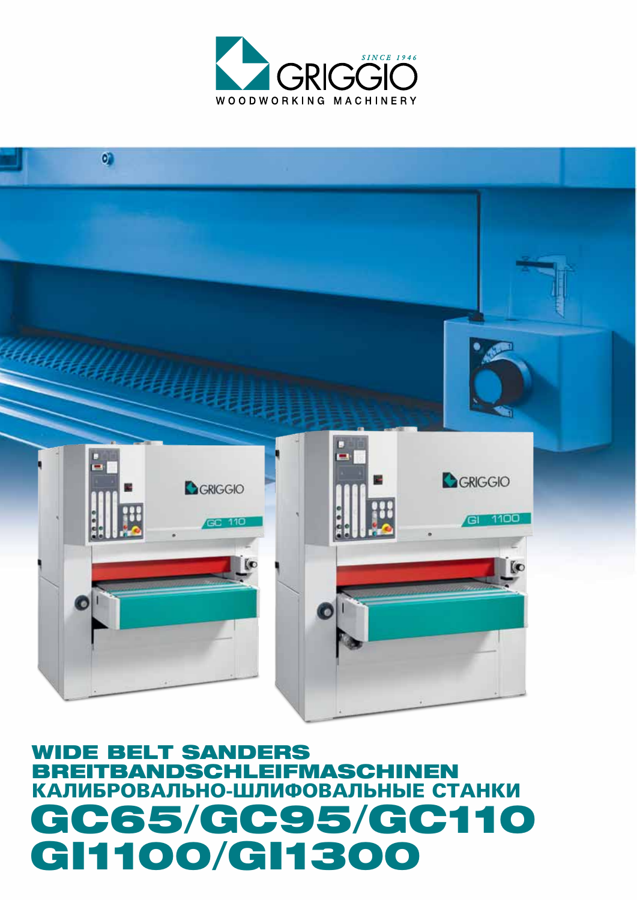GRIGGIO

SINCE 1946

WOODWORKING MACHINERY

# WIDE BELT SANDERS
# BREITBANDSCHLEIFMASCHINEN
# КАЛИБРОВАЛЬНО-ШЛИФОВАЛЬНЫЕ СТАНКИ

# GC65/GC95/GC110
# GI1100/GI1300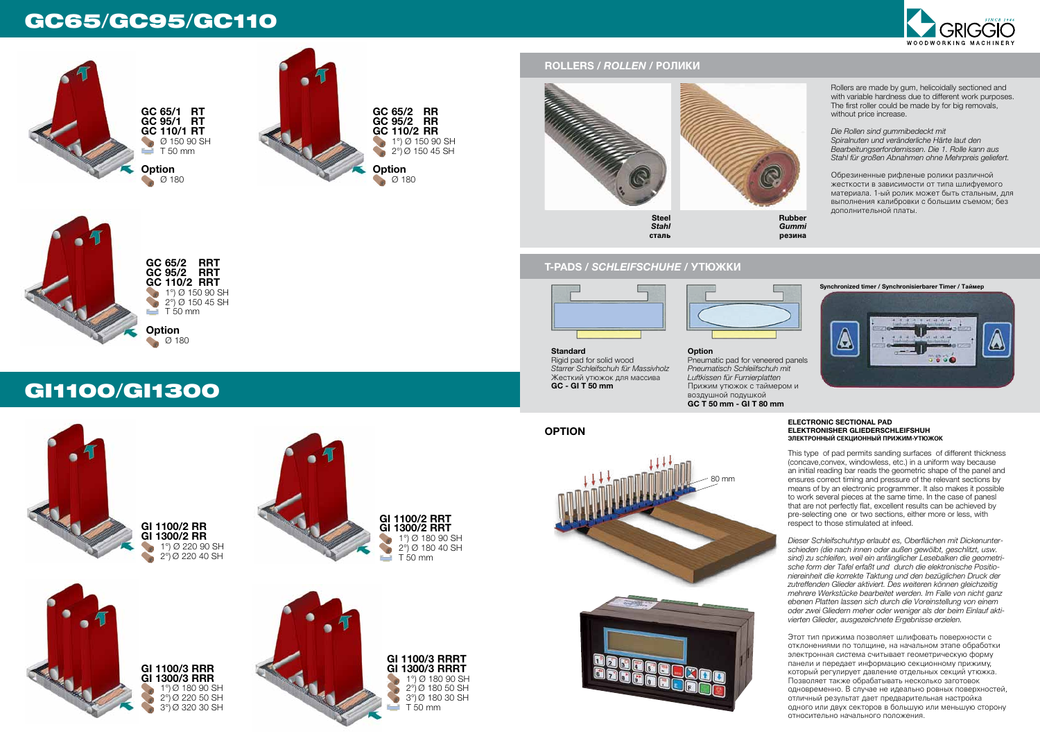# GC65/GC95/GC110

**GC 65/1 RT**
**GC 95/1 RT**
**GC 110/1 RT**
Ø 150 90 SH
T 50 mm

**Option**
Ø 180

**GC 65/2 RR**
**GC 95/2 RR**
**GC 110/2 RR**
1°) Ø 150 90 SH
2°) Ø 150 45 SH

**Option**
Ø 180

**GC 65/2 RRT**
**GC 95/2 RRT**
**GC 110/2 RRT**
1°) Ø 150 90 SH
2°) Ø 150 45 SH
T 50 mm

**Option**
Ø 180

# GI1100/GI1300

**GI 1100/2 RR**
**GI 1300/2 RR**
1°) Ø 220 90 SH
2°) Ø 220 40 SH

**GI 1100/2 RRT**
**GI 1300/2 RRT**
1°) Ø 180 90 SH
2°) Ø 180 40 SH
T 50 mm

**GI 1100/3 RRR**
**GI 1300/3 RRR**
1°) Ø 180 90 SH
2°) Ø 220 50 SH
3°) Ø 320 30 SH

**GI 1100/3 RRRT**
**GI 1300/3 RRRT**
1°) Ø 180 90 SH
2°) Ø 180 50 SH
3°) Ø 180 30 SH
T 50 mm

## ROLLERS / *ROLLEN* / РОЛИКИ

**Steel**
***Stahl***
**сталь**

**Rubber**
***Gummi***
**резина**

Rollers are made by gum, helicoidally sectioned and with variable hardness due to different work purposes. The first roller could be made by for big removals, without price increase.

*Die Rollen sind gummibedeckt mit Spiralnuten und veränderliche Härte laut den Bearbeitungserfordernissen. Die 1. Rolle kann aus Stahl für großen Abnahmen ohne Mehrpreis geliefert.*

Обрезиненные рифленые ролики различной жесткости в зависимости от типа шлифуемого материала. 1-ый ролик может быть стальным, для выполнения калибровки с большим съемом; без дополнительной платы.

## T-PADS / *SCHLEIFSCHUHE* / УТЮЖКИ

**Standard**
Rigid pad for solid wood
*Starrer Schleifschuh für Massivholz*
Жесткий утюжок для массива
**GC - GI T 50 mm**

**Option**
Pneumatic pad for veneered panels
*Pneumatisch Schleifschuh mit Luftkissen für Furnierplatten*
Прижим утюжок с таймером и воздушной подушкой
**GC T 50 mm - GI T 80 mm**

**Synchronized timer / Synchronisierbarer Timer / Таймер**

## OPTION

80 mm

**ELECTRONIC SECTIONAL PAD**
**ELEKTRONISHER GLIEDERSCHLEIFSHUH**
**ЭЛЕКТРОННЫЙ СЕКЦИОННЫЙ ПРИЖИМ-УТЮЖОК**

This type of pad permits sanding surfaces of different thickness (concave,convex, windowless, etc.) in a uniform way because an initial reading bar reads the geometric shape of the panel and ensures correct timing and pressure of the relevant sections by means of by an electronic programmer. It also makes it possible to work several pieces at the same time. In the case of panesl that are not perfectly flat, excellent results can be achieved by pre-selecting one or two sections, either more or less, with respect to those stimulated at infeed.

*Dieser Schleifschuhtyp erlaubt es, Oberflächen mit Dickenunterschieden (die nach innen oder außen gewölbt, geschlitzt, usw. sind) zu schleifen, weil ein anfänglicher Lesebalken die geometrische form der Tafel erfaßt und durch die elektronische Positioniereinheit die korrekte Taktung und den bezüglichen Druck der zutreffenden Glieder aktiviert. Des weiteren können gleichzeitig mehrere Werkstücke bearbeitet werden. Im Falle von nicht ganz ebenen Platten lassen sich durch die Voreinstellung von einem oder zwei Gliedern meher oder weniger als der beim Einlauf aktivierten Glieder, ausgezeichnete Ergebnisse erzielen.*

Этот тип прижима позволяет шлифовать поверхности с отклонениями по толщине, на начальном этапе обработки электронная система считывает геометрическую форму панели и передает информацию секционному прижиму, который регулирует давление отдельных секций утюжка. Позволяет также обрабатывать несколько заготовок одновременно. В случае не идеально ровных поверхностей, отличный результат дает предварительная настройка одного или двух секторов в большую или меньшую сторону относительно начального положения.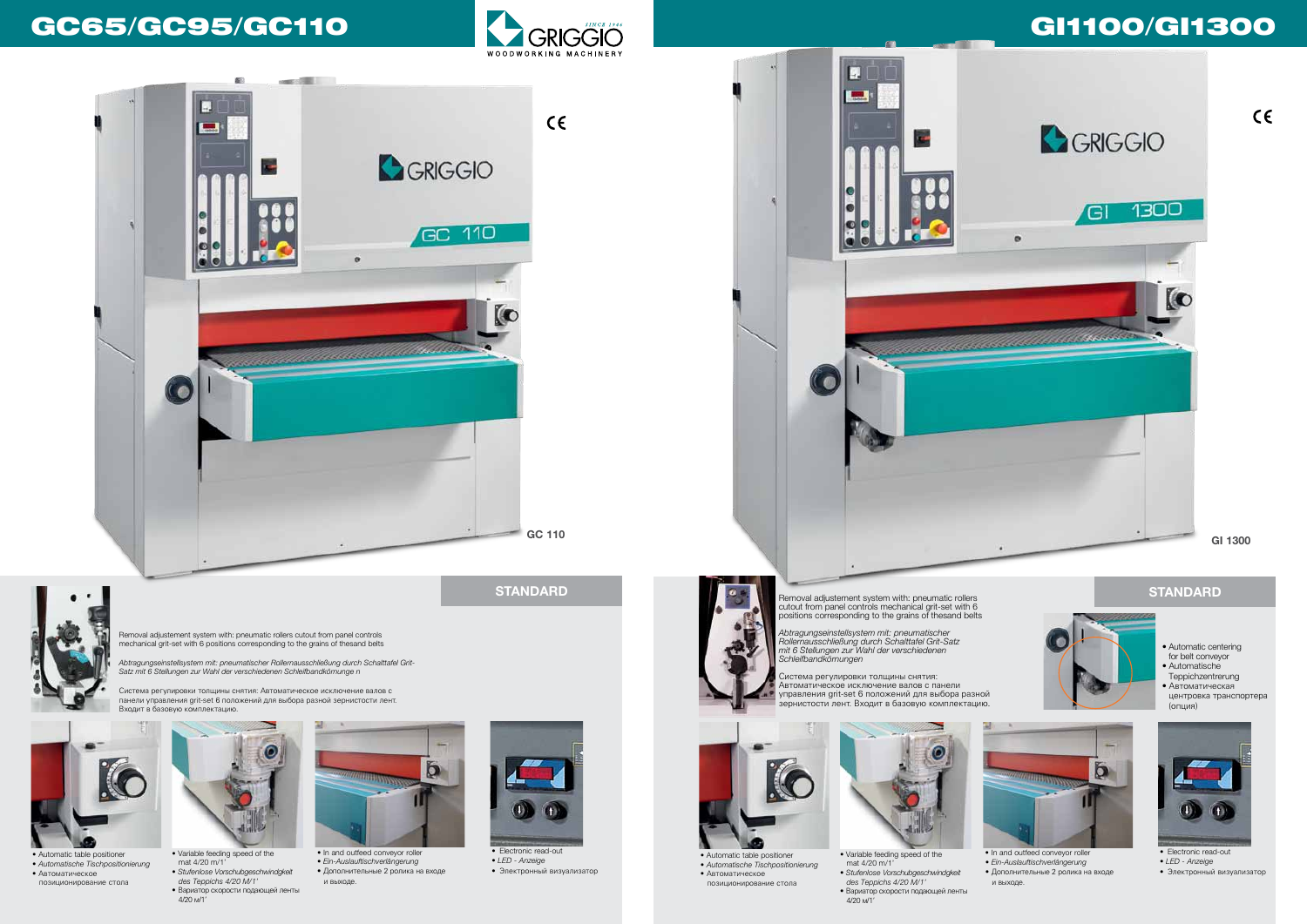# GC65/GC95/GC110

GRIGGIO
SINCE 1946
WOODWORKING MACHINERY

GC 110

## STANDARD

Removal adjustement system with: pneumatic rollers cutout from panel controls mechanical grit-set with 6 positions corresponding to the grains of thesand belts

*Abtragungseinstellsystem mit: pneumatischer Rollernausschließung durch Schalttafel Grit-Satz mit 6 Stellungen zur Wahl der verschiedenen Schleifbandkörnunge n*

Система регулировки толщины снятия: Автоматическое исключение валов с панели управления grit-set 6 положений для выбора разной зернистости лент. Входит в базовую комплектацию.

- Automatic table positioner
- *Automatische Tischpositionierung*
- Автоматическое позиционирование стола

- Variable feeding speed of the mat 4/20 m/1'
- *Stufenlose Vorschubgeschwindgkeit des Teppichs 4/20 M/1'*
- Вариатор скорости подающей ленты 4/20 м/1'

- In and outfeed conveyor roller
- *Ein-Auslauftischverlängerung*
- Дополнительные 2 ролика на входе и выходе.

- Electronic read-out
- *LED - Anzeige*
- Электронный визуализатор

# GI1100/GI1300

GI 1300

## STANDARD

Removal adjustement system with: pneumatic rollers cutout from panel controls mechanical grit-set with 6 positions corresponding to thegrains of thesand belts

*Abtragungseinstellsystem mit: pneumatischer Rollernausschließung durch Schalttafel Grit-Satz mit 6 Stellungen zur Wahl der verschiedenen Schleifbandkörnungen*

Система регулировки толщины снятия: Автоматическое исключение валов с панели управления grit-set 6 положений для выбора разной зернистости лент. Входит в базовую комплектацию.

- Automatic centering for belt conveyor
- *Automatische Teppichzentrerung*
- Автоматическая центровка транспортера (опция)

- Automatic table positioner
- *Automatische Tischpositionierung*
- Автоматическое позиционирование стола

- Variable feeding speed of the mat 4/20 m/1'
- *Stufenlose Vorschubgeschwindgkeit des Teppichs 4/20 M/1'*
- Вариатор скорости подающей ленты 4/20 м/1'

- In and outfeed conveyor roller
- *Ein-Auslauftischverlängerung*
- Дополнительные 2 ролика на входе и выходе.

- Electronic read-out
- *LED - Anzeige*
- Электронный визуализатор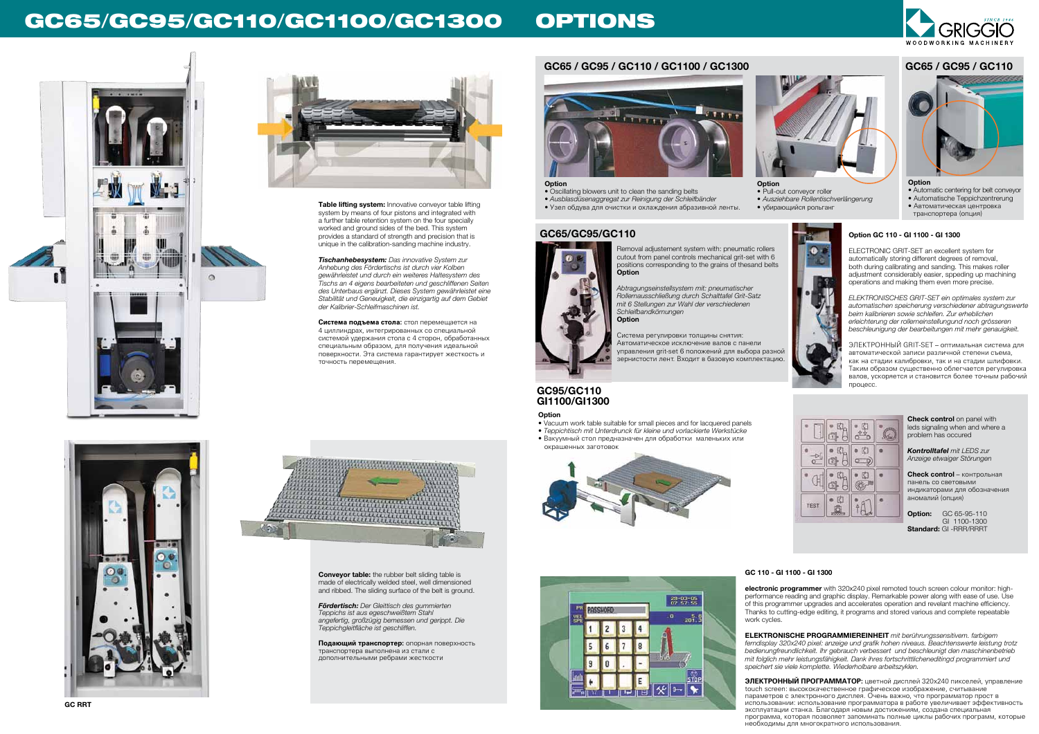# GC65/GC95/GC110/GC1100/GC1300 OPTIONS

**Table lifting system:** Innovative conveyor table lifting system by means of four pistons and integrated with a further table retention system on the four specially worked and ground sides of the bed. This system provides a standard of strength and precision that is unique in the calibration-sanding machine industry.

***Tischanhebesystem:*** *Das innovative System zur Anhebung des Fördertischs ist durch vier Kolben gewährleistet und durch ein weiteres Haltesystem des Tischs an 4 eigens bearbeiteten und geschliffenen Seiten des Unterbaus ergänzt. Dieses System gewährleistet eine Stabilität und Geneuigkeit, die einzigartig auf dem Gebiet der Kalibrier-Schleifmaschinen ist.*

**Система подъема стола:** стол перемещается на 4 цилиндрах, интегрированных со специальной системой удержания стола с 4 сторон, обработанных специальным образом, для получ-ения идеальной поверхности. Эта система гарантирует жесткость и точность перемещения.

**Conveyor table:** the rubber belt sliding table is made of electrically welded steel, well dimensioned and ribbed. The sliding surface of the belt is ground.

***Fördertisch:*** *Der Gleittisch des gummierten Teppichs ist aus egeschweißtem Stahl angefertig, großzügig bemessen und gerippt. Die Teppichgleitfläche ist geschliffen.*

**Подающий транспортер:** опорная поверхность транспортера выполнена из стали с дополнительными ребрами жесткости

GC RRT

## GC65 / GC95 / GC110 / GC1100 / GC1300

**Option**
- Oscillating blowers unit to clean the sanding belts
- *Ausblasdüsenaggregat zur Reinigung der Schleifbänder*
- Узел обдува для очистки и охлаждения абразивной ленты.

**Option**
- Pull-out conveyor roller
- *Ausziehbare Rollentischverlängerung*
- убирающийся рольганг

## GC65 / GC95 / GC110

**Option**
- Automatic centering for belt conveyor
- Automatische Teppichzentrerung
- Автоматическая центровка транспортера (опция)

## GC65/GC95/GC110

Removal adjustement system with: pneumatic rollers cutout from panel controls mechanical grit-set with 6 positions corresponding to the grains of thesand belts
**Option**

*Abtragungseinstellsystem mit: pneumatischer Rollenausschließung durch Schalttafel Grit-Satz mit 6 Stellungen zur Wahl der verschiedenen Schleifbandkörnungen*
**Option**

Система регулировки толщины снятия: Автоматическое исключение валов с панели управления grit-set 6 положений для выбора разной зернистости лент. Входит в базовую комплектацию.

### Option GC 110 - GI 1100 - GI 1300

ELECTRONIC GRIT-SET an excellent system for automatically storing different degrees of removal, both during calibrating and sanding. This makes roller adjustment considerably easier, speeding up machining operations and making them even more precise.

*ELEKTRONISCHES GRIT-SET ein optimales system zur automatischen speicherung verschiedener abtragungswerte beim kalibrieren sowie schleifen. Zur erheblichen erleichterung der rollerneinstellungund noch grösseren beschleunigung der bearbeitungen mit mehr genauigkeit.*

ЭЛЕКТРОННЫЙ GRIT-SET – оптимальная система для автоматической записи различной степени съема, как на стадии калибровки, так и на стадии шлифовки. Таким образом существенно облегчается регулировка валов, ускоряется и становится более точным рабочий процесс.

## GC95/GC110 GI1100/GI1300

**Option**
- Vacuum work table suitable for small pieces and for lacquered panels
- *Teppichtisch mit Unterdrunck für kleine und vorlackierte Werkstücke*
- Вакуумный стол предназначен для обработки маленьких или окрашенных заготовок

**Check control** on panel with leds signaling when and where a problem has occured

***Kontrolltafel*** *mit LEDS zur Anzeige etwaiger Störungen*

**Check control** – контрольная панель со световыми индикаторами для обозначения аномалий (опция)

**Option:** GC 65-95-110
GI 1100-1300
**Standard:** GI -RRR/RRRT

### GC 110 - GI 1100 - GI 1300

**electronic programmer** with 320x240 pixel remoted touch screen colour monitor: high-performance reading and graphic display. Remarkable power along with ease of use. Use of this programmer upgrades and accelerates operation and revelant machine efficiency. Thanks to cutting-edge editing, it programs and stored various and complete repeatable work cycles.

**ELEKTRONISCHE PROGRAMMIEREINHEIT** *mit berührungssensitivem. farbigem ferndisplay 320x240 pixel: anzeige und grafik hohen niveaus. Beachtenswerte leistung trotz bedienungfreundlichkeit. Ihr gebrauch verbessert und beschleunigt den maschinenbetrieb mit folglich mehr leistungsfähigkeit. Dank ihres fortschrittlicheneditingd programmiert und speichert sie viele komplette. Wiederholbare arbeitszyklen.*

**ЭЛЕКТРОННЫЙ ПРОГРАММАТОР**: цветной дисплей 320x240 пикселей, управление touch screen: высококачественное графическое изображение, считывание параметров с электронного дисплея. Очень важно, что программатор прост в использовании: использование программатора в работе увеличивает эффективность эксплуатации станка. Благодаря новым достижениям, создана специальная программа, которая позволяет запоминать полные циклы рабочих программ, которые необходимы для многократного использования.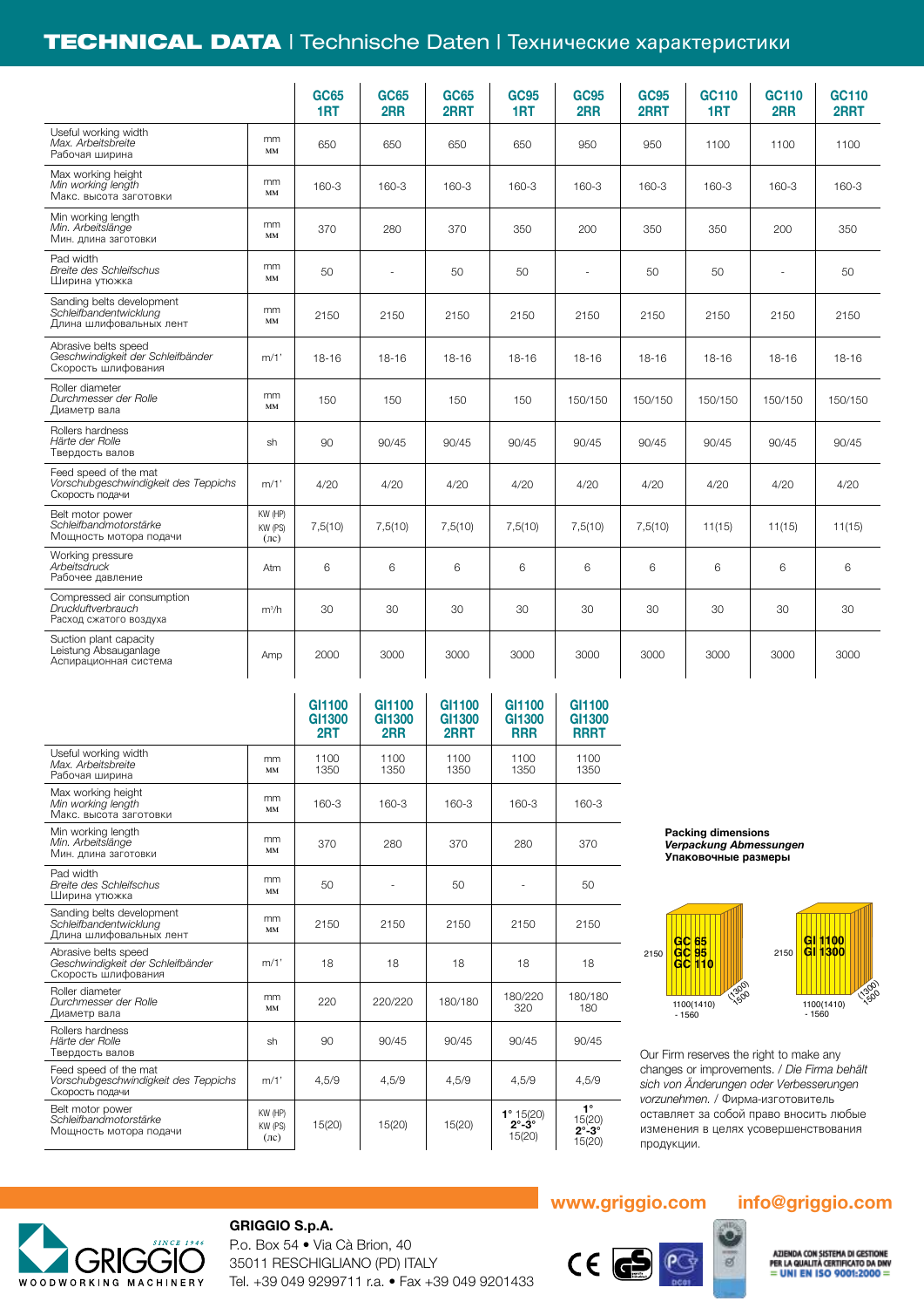# TECHNICAL DATA | Technische Daten | Технические характеристики

| | | GC65 1RT | GC65 2RR | GC65 2RRT | GC95 1RT | GC95 2RR | GC95 2RRT | GC110 1RT | GC110 2RR | GC110 2RRT |
|---|---|---|---|---|---|---|---|---|---|---|
| Useful working width *Max. Arbeitsbreite* Рабочая ширина | mm мм | 650 | 650 | 650 | 650 | 950 | 950 | 1100 | 1100 | 1100 |
| Max working height *Min working length* Макс. высота заготовки | mm мм | 160-3 | 160-3 | 160-3 | 160-3 | 160-3 | 160-3 | 160-3 | 160-3 | 160-3 |
| Min working length *Min. Arbeitslänge* Мин. длина заготовки | mm мм | 370 | 280 | 370 | 350 | 200 | 350 | 350 | 200 | 350 |
| Pad width *Breite des Schleifschus* Ширина утюжка | mm мм | 50 | - | 50 | 50 | - | 50 | 50 | - | 50 |
| Sanding belts development *Schleifbandentwicklung* Длина шлифовальных лент | mm мм | 2150 | 2150 | 2150 | 2150 | 2150 | 2150 | 2150 | 2150 | 2150 |
| Abrasive belts speed *Geschwindigkeit der Schleifbänder* Скорость шлифования | m/1' | 18-16 | 18-16 | 18-16 | 18-16 | 18-16 | 18-16 | 18-16 | 18-16 | 18-16 |
| Roller diameter *Durchmesser der Rolle* Диаметр вала | mm мм | 150 | 150 | 150 | 150 | 150/150 | 150/150 | 150/150 | 150/150 | 150/150 |
| Rollers hardness *Härte der Rolle* Твердость валов | sh | 90 | 90/45 | 90/45 | 90/45 | 90/45 | 90/45 | 90/45 | 90/45 | 90/45 |
| Feed speed of the mat *Vorschubgeschwindigkeit des Teppichs* Скорость подачи | m/1' | 4/20 | 4/20 | 4/20 | 4/20 | 4/20 | 4/20 | 4/20 | 4/20 | 4/20 |
| Belt motor power *Schleifbandmotorstärke* Мощность мотора подачи | KW (HP) KW (PS) (лс) | 7,5(10) | 7,5(10) | 7,5(10) | 7,5(10) | 7,5(10) | 7,5(10) | 11(15) | 11(15) | 11(15) |
| Working pressure *Arbeitsdruck* Рабочее давление | Atm | 6 | 6 | 6 | 6 | 6 | 6 | 6 | 6 | 6 |
| Compressed air consumption *Druckluftverbrauch* Расход сжатого воздуха | m³/h | 30 | 30 | 30 | 30 | 30 | 30 | 30 | 30 | 30 |
| Suction plant capacity Leistung Absauganlage Аспирационная система | Amp | 2000 | 3000 | 3000 | 3000 | 3000 | 3000 | 3000 | 3000 | 3000 |

| | | GI1100 GI1300 2RT | GI1100 GI1300 2RR | GI1100 GI1300 2RRT | GI1100 GI1300 RRR | GI1100 GI1300 RRRT |
|---|---|---|---|---|---|---|
| Useful working width *Max. Arbeitsbreite* Рабочая ширина | mm мм | 1100 1350 | 1100 1350 | 1100 1350 | 1100 1350 | 1100 1350 |
| Max working height *Min working length* Макс. высота заготовки | mm мм | 160-3 | 160-3 | 160-3 | 160-3 | 160-3 |
| Min working length *Min. Arbeitslänge* Мин. длина заготовки | mm мм | 370 | 280 | 370 | 280 | 370 |
| Pad width *Breite des Schleifschus* Ширина утюжка | mm мм | 50 | - | 50 | - | 50 |
| Sanding belts development *Schleifbandentwicklung* Длина шлифовальных лент | mm мм | 2150 | 2150 | 2150 | 2150 | 2150 |
| Abrasive belts speed *Geschwindigkeit der Schleifbänder* Скорость шлифования | m/1' | 18 | 18 | 18 | 18 | 18 |
| Roller diameter *Durchmesser der Rolle* Диаметр вала | mm мм | 220 | 220/220 | 180/180 | 180/220 320 | 180/180 180 |
| Rollers hardness *Härte der Rolle* Твердость валов | sh | 90 | 90/45 | 90/45 | 90/45 | 90/45 |
| Feed speed of the mat *Vorschubgeschwindigkeit des Teppichs* Скорость подачи | m/1' | 4,5/9 | 4,5/9 | 4,5/9 | 4,5/9 | 4,5/9 |
| Belt motor power *Schleifbandmotorstärke* Мощность мотора подачи | KW (HP) KW (PS) (лс) | 15(20) | 15(20) | 15(20) | **1°** 15(20) **2°-3°** 15(20) | **1°** 15(20) **2°-3°** 15(20) |

**Packing dimensions**
***Verpackung Abmessungen***
**Упаковочные размеры**

GC 65 GC 95 GC 110
2150
1100(1410) - 1560
(1300) 1500

GI 1100 GI 1300
2150
1100(1410) - 1560
(1300) 1500

Our Firm reserves the right to make any changes or improvements. / *Die Firma behält sich von Änderungen oder Verbesserungen vorzunehmen.* / Фирма-изготовитель оставляет за собой право вносить любые изменения в целях усовершенствования продукции.

**www.griggio.com** **info@griggio.com**

GRIGGIO SINCE 1946 WOODWORKING MACHINERY

**GRIGGIO S.p.A.**
P.o. Box 54 • Via Cà Brion, 40
35011 RESCHIGLIANO (PD) ITALY
Tel. +39 049 9299711 r.a. • Fax +39 049 9201433

AZIENDA CON SISTEMA DI GESTIONE PER LA QUALITÀ CERTIFICATO DA DNV = UNI EN ISO 9001:2000 =